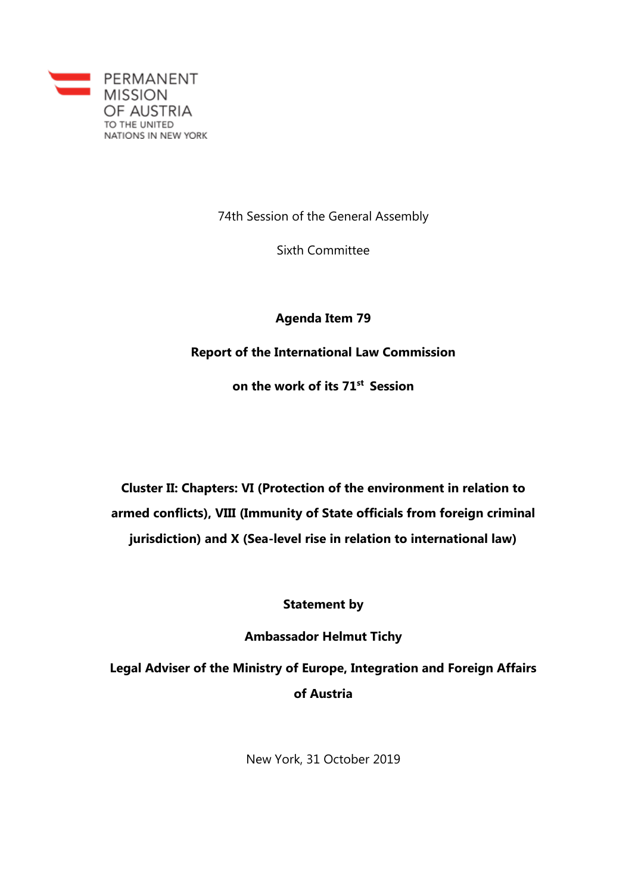PERMANENT MISSION OF AUSTRIA TO THE UNITED NATIONS IN NEW YORK

74th Session of the General Assembly

Sixth Committee

**Agenda Item 79**

**Report of the International Law Commission**

**on the work of its 71[st] Session**

**Cluster II: Chapters: VI (Protection of the environment in relation to armed conflicts), VIII (Immunity of State officials from foreign criminal jurisdiction) and X (Sea-level rise in relation to international law)**

**Statement by**

**Ambassador Helmut Tichy**

**Legal Adviser of the Ministry of Europe, Integration and Foreign Affairs of Austria**

New York, 31 October 2019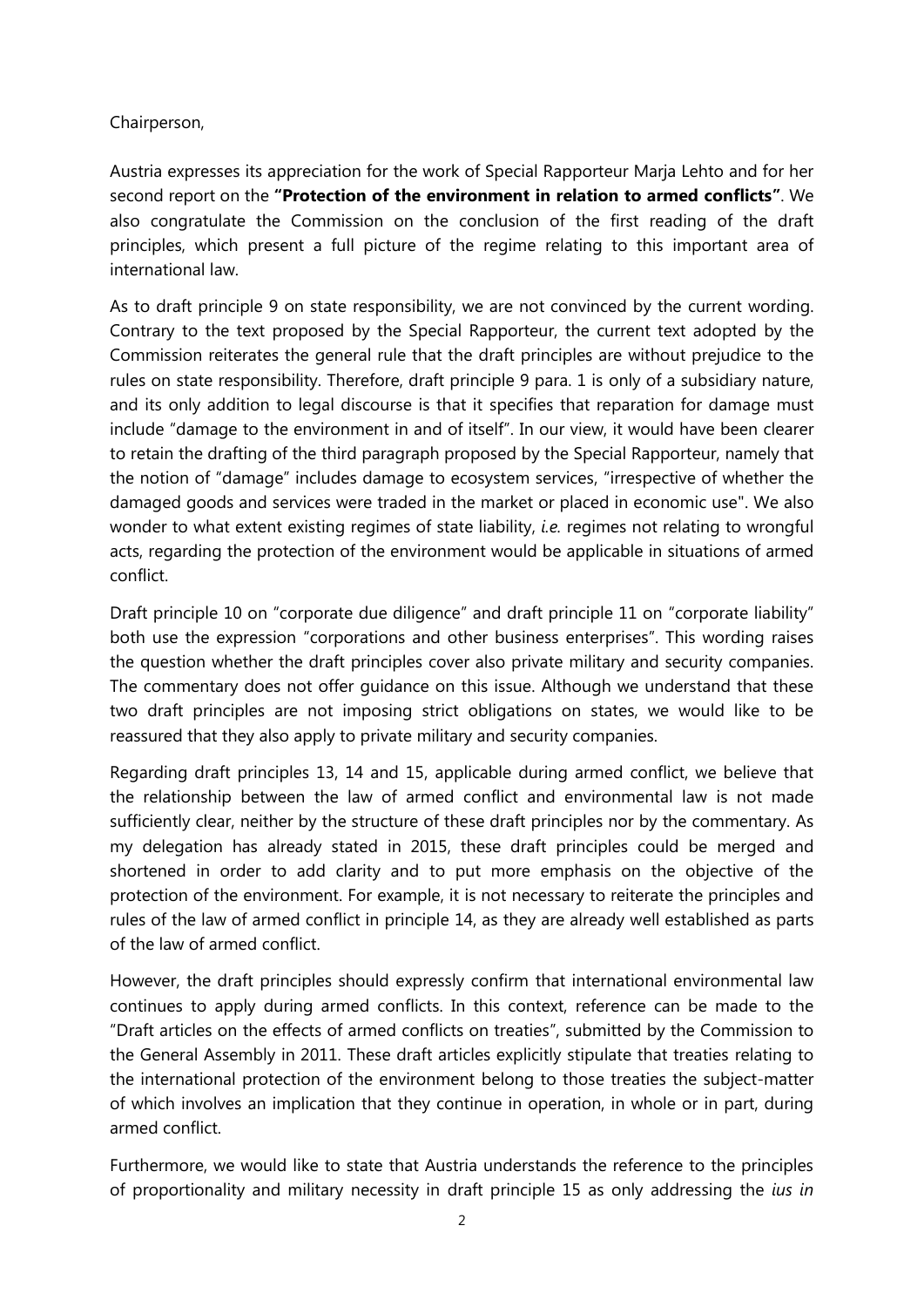Chairperson,

Austria expresses its appreciation for the work of Special Rapporteur Marja Lehto and for her second report on the **"Protection of the environment in relation to armed conflicts"**. We also congratulate the Commission on the conclusion of the first reading of the draft principles, which present a full picture of the regime relating to this important area of international law.

As to draft principle 9 on state responsibility, we are not convinced by the current wording. Contrary to the text proposed by the Special Rapporteur, the current text adopted by the Commission reiterates the general rule that the draft principles are without prejudice to the rules on state responsibility. Therefore, draft principle 9 para. 1 is only of a subsidiary nature, and its only addition to legal discourse is that it specifies that reparation for damage must include "damage to the environment in and of itself". In our view, it would have been clearer to retain the drafting of the third paragraph proposed by the Special Rapporteur, namely that the notion of "damage" includes damage to ecosystem services, "irrespective of whether the damaged goods and services were traded in the market or placed in economic use". We also wonder to what extent existing regimes of state liability, *i.e.* regimes not relating to wrongful acts, regarding the protection of the environment would be applicable in situations of armed conflict.

Draft principle 10 on "corporate due diligence" and draft principle 11 on "corporate liability" both use the expression "corporations and other business enterprises". This wording raises the question whether the draft principles cover also private military and security companies. The commentary does not offer guidance on this issue. Although we understand that these two draft principles are not imposing strict obligations on states, we would like to be reassured that they also apply to private military and security companies.

Regarding draft principles 13, 14 and 15, applicable during armed conflict, we believe that the relationship between the law of armed conflict and environmental law is not made sufficiently clear, neither by the structure of these draft principles nor by the commentary. As my delegation has already stated in 2015, these draft principles could be merged and shortened in order to add clarity and to put more emphasis on the objective of the protection of the environment. For example, it is not necessary to reiterate the principles and rules of the law of armed conflict in principle 14, as they are already well established as parts of the law of armed conflict.

However, the draft principles should expressly confirm that international environmental law continues to apply during armed conflicts. In this context, reference can be made to the "Draft articles on the effects of armed conflicts on treaties", submitted by the Commission to the General Assembly in 2011. These draft articles explicitly stipulate that treaties relating to the international protection of the environment belong to those treaties the subject-matter of which involves an implication that they continue in operation, in whole or in part, during armed conflict.

Furthermore, we would like to state that Austria understands the reference to the principles of proportionality and military necessity in draft principle 15 as only addressing the *ius in*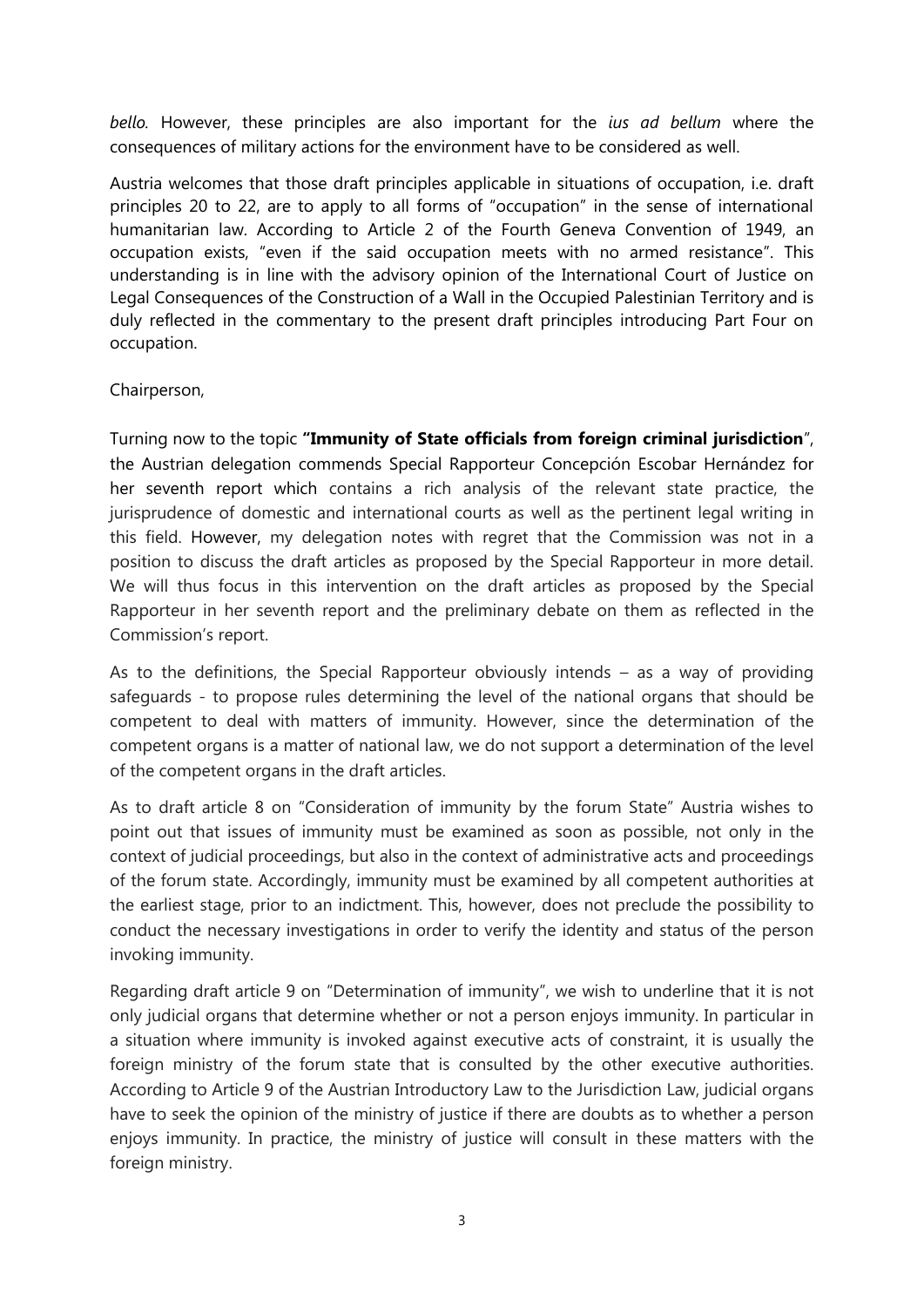*bello.* However, these principles are also important for the *ius ad bellum* where the consequences of military actions for the environment have to be considered as well.

Austria welcomes that those draft principles applicable in situations of occupation, i.e. draft principles 20 to 22, are to apply to all forms of "occupation" in the sense of international humanitarian law. According to Article 2 of the Fourth Geneva Convention of 1949, an occupation exists, "even if the said occupation meets with no armed resistance". This understanding is in line with the advisory opinion of the International Court of Justice on Legal Consequences of the Construction of a Wall in the Occupied Palestinian Territory and is duly reflected in the commentary to the present draft principles introducing Part Four on occupation.

Chairperson,

Turning now to the topic **"Immunity of State officials from foreign criminal jurisdiction**", the Austrian delegation commends Special Rapporteur Concepción Escobar Hernández for her seventh report which contains a rich analysis of the relevant state practice, the jurisprudence of domestic and international courts as well as the pertinent legal writing in this field. However, my delegation notes with regret that the Commission was not in a position to discuss the draft articles as proposed by the Special Rapporteur in more detail. We will thus focus in this intervention on the draft articles as proposed by the Special Rapporteur in her seventh report and the preliminary debate on them as reflected in the Commission's report.

As to the definitions, the Special Rapporteur obviously intends – as a way of providing safeguards - to propose rules determining the level of the national organs that should be competent to deal with matters of immunity. However, since the determination of the competent organs is a matter of national law, we do not support a determination of the level of the competent organs in the draft articles.

As to draft article 8 on "Consideration of immunity by the forum State" Austria wishes to point out that issues of immunity must be examined as soon as possible, not only in the context of judicial proceedings, but also in the context of administrative acts and proceedings of the forum state. Accordingly, immunity must be examined by all competent authorities at the earliest stage, prior to an indictment. This, however, does not preclude the possibility to conduct the necessary investigations in order to verify the identity and status of the person invoking immunity.

Regarding draft article 9 on "Determination of immunity", we wish to underline that it is not only judicial organs that determine whether or not a person enjoys immunity. In particular in a situation where immunity is invoked against executive acts of constraint, it is usually the foreign ministry of the forum state that is consulted by the other executive authorities. According to Article 9 of the Austrian Introductory Law to the Jurisdiction Law, judicial organs have to seek the opinion of the ministry of justice if there are doubts as to whether a person enjoys immunity. In practice, the ministry of justice will consult in these matters with the foreign ministry.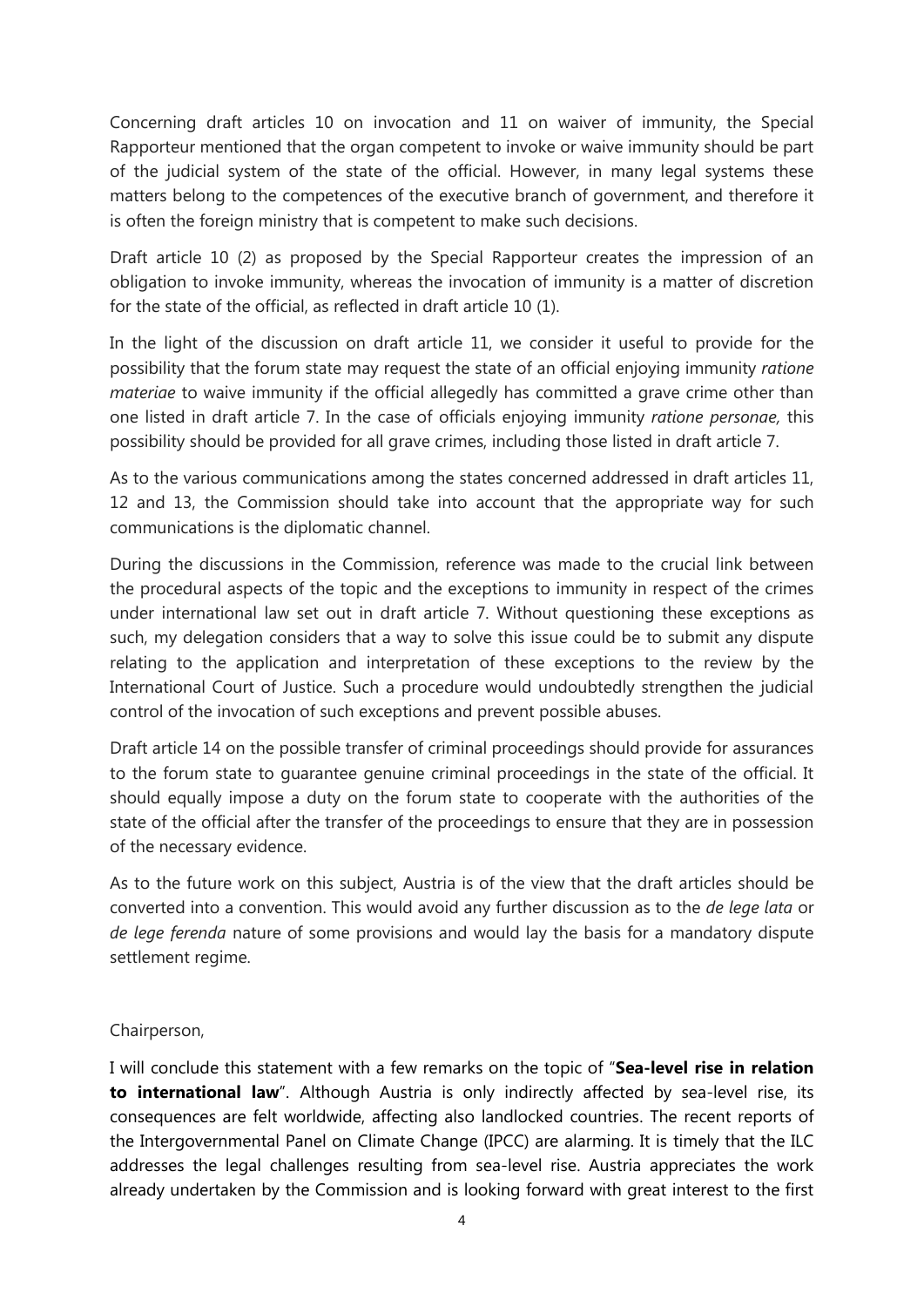Concerning draft articles 10 on invocation and 11 on waiver of immunity, the Special Rapporteur mentioned that the organ competent to invoke or waive immunity should be part of the judicial system of the state of the official. However, in many legal systems these matters belong to the competences of the executive branch of government, and therefore it is often the foreign ministry that is competent to make such decisions.

Draft article 10 (2) as proposed by the Special Rapporteur creates the impression of an obligation to invoke immunity, whereas the invocation of immunity is a matter of discretion for the state of the official, as reflected in draft article 10 (1).

In the light of the discussion on draft article 11, we consider it useful to provide for the possibility that the forum state may request the state of an official enjoying immunity *ratione materiae* to waive immunity if the official allegedly has committed a grave crime other than one listed in draft article 7. In the case of officials enjoying immunity *ratione personae,* this possibility should be provided for all grave crimes, including those listed in draft article 7.

As to the various communications among the states concerned addressed in draft articles 11, 12 and 13, the Commission should take into account that the appropriate way for such communications is the diplomatic channel.

During the discussions in the Commission, reference was made to the crucial link between the procedural aspects of the topic and the exceptions to immunity in respect of the crimes under international law set out in draft article 7. Without questioning these exceptions as such, my delegation considers that a way to solve this issue could be to submit any dispute relating to the application and interpretation of these exceptions to the review by the International Court of Justice. Such a procedure would undoubtedly strengthen the judicial control of the invocation of such exceptions and prevent possible abuses.

Draft article 14 on the possible transfer of criminal proceedings should provide for assurances to the forum state to guarantee genuine criminal proceedings in the state of the official. It should equally impose a duty on the forum state to cooperate with the authorities of the state of the official after the transfer of the proceedings to ensure that they are in possession of the necessary evidence.

As to the future work on this subject, Austria is of the view that the draft articles should be converted into a convention. This would avoid any further discussion as to the *de lege lata* or *de lege ferenda* nature of some provisions and would lay the basis for a mandatory dispute settlement regime.

Chairperson,

I will conclude this statement with a few remarks on the topic of "**Sea-level rise in relation to international law**". Although Austria is only indirectly affected by sea-level rise, its consequences are felt worldwide, affecting also landlocked countries. The recent reports of the Intergovernmental Panel on Climate Change (IPCC) are alarming. It is timely that the ILC addresses the legal challenges resulting from sea-level rise. Austria appreciates the work already undertaken by the Commission and is looking forward with great interest to the first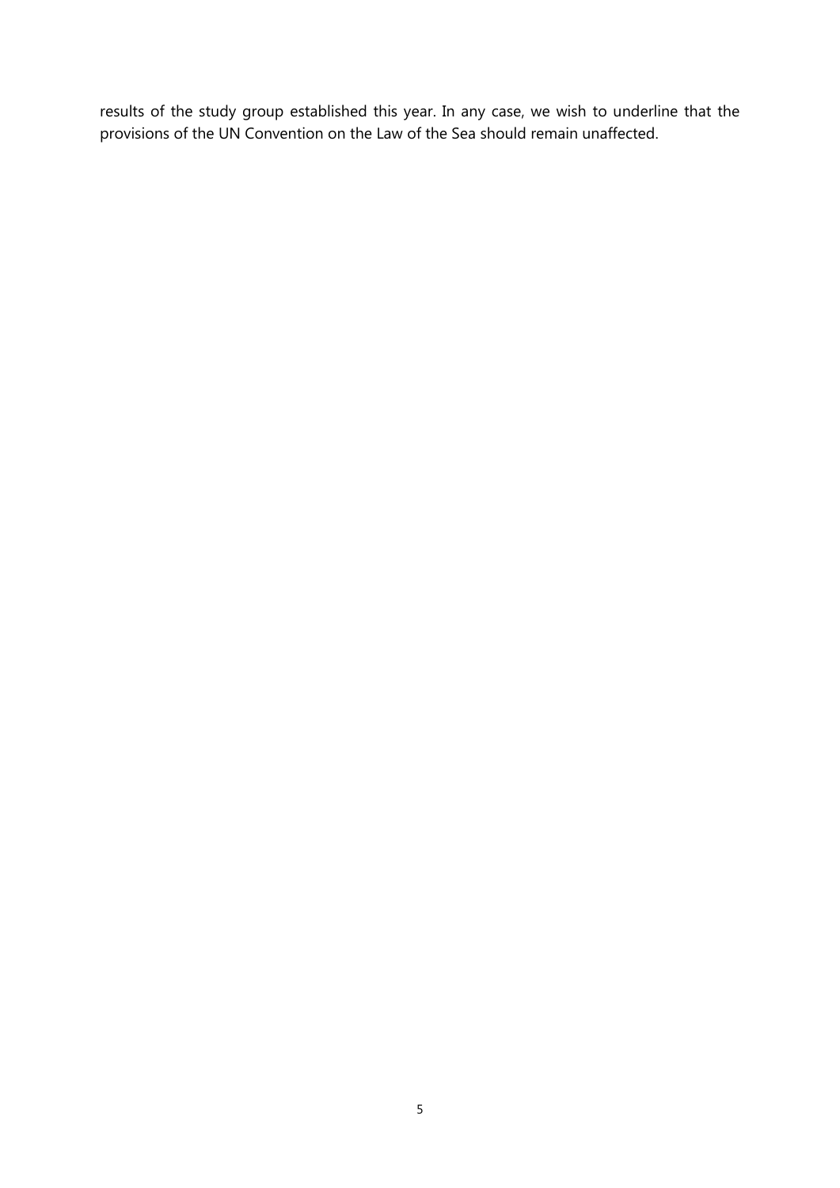results of the study group established this year. In any case, we wish to underline that the provisions of the UN Convention on the Law of the Sea should remain unaffected.